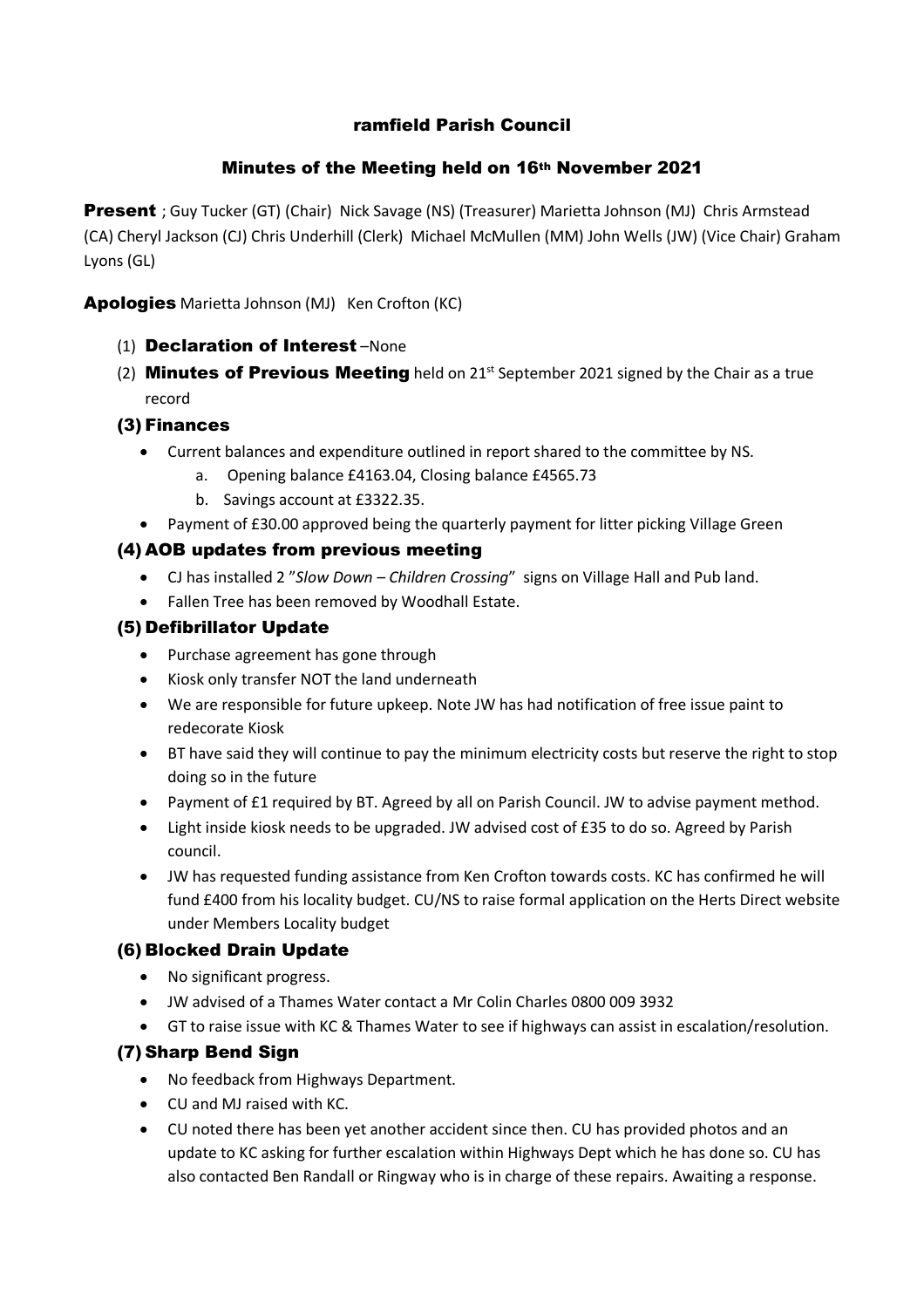# ramfield Parish Council

## Minutes of the Meeting held on 16th November 2021

**Present** ; Guy Tucker (GT) (Chair) Nick Savage (NS) (Treasurer) Marietta Johnson (MJ) Chris Armstead (CA) Cheryl Jackson (CJ) Chris Underhill (Clerk) Michael McMullen (MM) John Wells (JW) (Vice Chair) Graham Lyons (GL)

**Apologies** Marietta Johnson (MJ) Ken Crofton (KC)

(1) **Declaration of Interest** –None

(2) **Minutes of Previous Meeting** held on 21st September 2021 signed by the Chair as a true record

### (3) Finances

- Current balances and expenditure outlined in report shared to the committee by NS.
  a. Opening balance £4163.04, Closing balance £4565.73
  b. Savings account at £3322.35.
- Payment of £30.00 approved being the quarterly payment for litter picking Village Green

### (4) AOB updates from previous meeting

- CJ has installed 2 "*Slow Down – Children Crossing*" signs on Village Hall and Pub land.
- Fallen Tree has been removed by Woodhall Estate.

### (5) Defibrillator Update

- Purchase agreement has gone through
- Kiosk only transfer NOT the land underneath
- We are responsible for future upkeep. Note JW has had notification of free issue paint to redecorate Kiosk
- BT have said they will continue to pay the minimum electricity costs but reserve the right to stop doing so in the future
- Payment of £1 required by BT. Agreed by all on Parish Council. JW to advise payment method.
- Light inside kiosk needs to be upgraded. JW advised cost of £35 to do so. Agreed by Parish council.
- JW has requested funding assistance from Ken Crofton towards costs. KC has confirmed he will fund £400 from his locality budget. CU/NS to raise formal application on the Herts Direct website under Members Locality budget

### (6) Blocked Drain Update

- No significant progress.
- JW advised of a Thames Water contact a Mr Colin Charles 0800 009 3932
- GT to raise issue with KC & Thames Water to see if highways can assist in escalation/resolution.

### (7) Sharp Bend Sign

- No feedback from Highways Department.
- CU and MJ raised with KC.
- CU noted there has been yet another accident since then. CU has provided photos and an update to KC asking for further escalation within Highways Dept which he has done so. CU has also contacted Ben Randall or Ringway who is in charge of these repairs. Awaiting a response.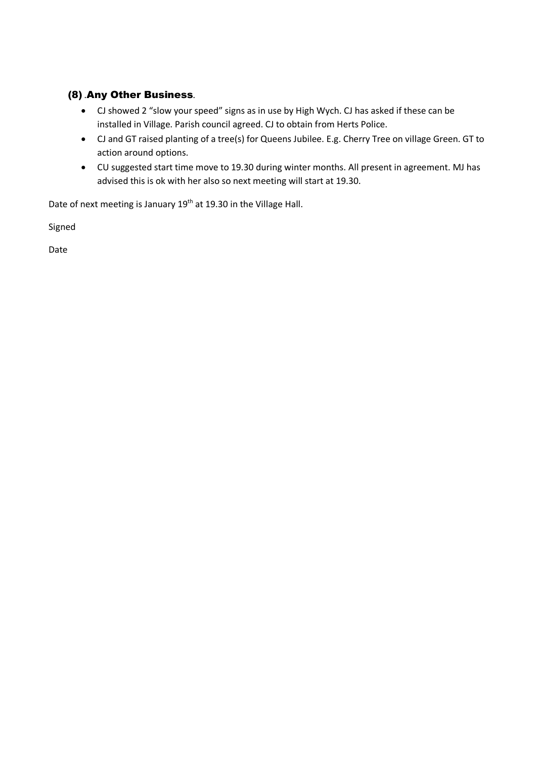## (8) .Any Other Business.

- CJ showed 2 "slow your speed" signs as in use by High Wych. CJ has asked if these can be installed in Village. Parish council agreed. CJ to obtain from Herts Police.
- CJ and GT raised planting of a tree(s) for Queens Jubilee. E.g. Cherry Tree on village Green. GT to action around options.
- CU suggested start time move to 19.30 during winter months. All present in agreement. MJ has advised this is ok with her also so next meeting will start at 19.30.

Date of next meeting is January 19th at 19.30 in the Village Hall.

Signed

Date